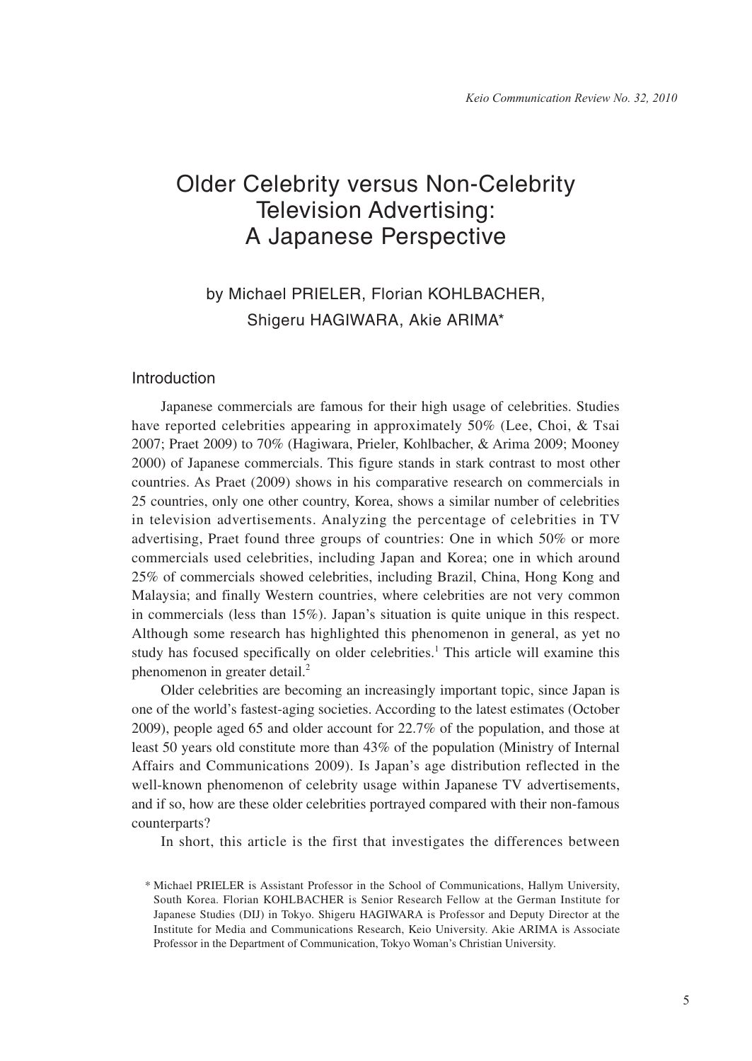# Older Celebrity versus Non-Celebrity Television Advertising: A Japanese Perspective

by Michael PRIELER, Florian KOHLBACHER, Shigeru HAGIWARA, Akie ARIMA*

## Introduction

Japanese commercials are famous for their high usage of celebrities. Studies have reported celebrities appearing in approximately 50% (Lee, Choi, & Tsai 2007; Praet 2009) to 70% (Hagiwara, Prieler, Kohlbacher, & Arima 2009; Mooney 2000) of Japanese commercials. This figure stands in stark contrast to most other countries. As Praet (2009) shows in his comparative research on commercials in 25 countries, only one other country, Korea, shows a similar number of celebrities in television advertisements. Analyzing the percentage of celebrities in TV advertising, Praet found three groups of countries: One in which 50% or more commercials used celebrities, including Japan and Korea; one in which around 25% of commercials showed celebrities, including Brazil, China, Hong Kong and Malaysia; and finally Western countries, where celebrities are not very common in commercials (less than 15%). Japan's situation is quite unique in this respect. Although some research has highlighted this phenomenon in general, as yet no study has focused specifically on older celebrities.[1] This article will examine this phenomenon in greater detail.[2]

Older celebrities are becoming an increasingly important topic, since Japan is one of the world's fastest-aging societies. According to the latest estimates (October 2009), people aged 65 and older account for 22.7% of the population, and those at least 50 years old constitute more than 43% of the population (Ministry of Internal Affairs and Communications 2009). Is Japan's age distribution reflected in the well-known phenomenon of celebrity usage within Japanese TV advertisements, and if so, how are these older celebrities portrayed compared with their non-famous counterparts?

In short, this article is the first that investigates the differences between

\* Michael PRIELER is Assistant Professor in the School of Communications, Hallym University, South Korea. Florian KOHLBACHER is Senior Research Fellow at the German Institute for Japanese Studies (DIJ) in Tokyo. Shigeru HAGIWARA is Professor and Deputy Director at the Institute for Media and Communications Research, Keio University. Akie ARIMA is Associate Professor in the Department of Communication, Tokyo Woman's Christian University.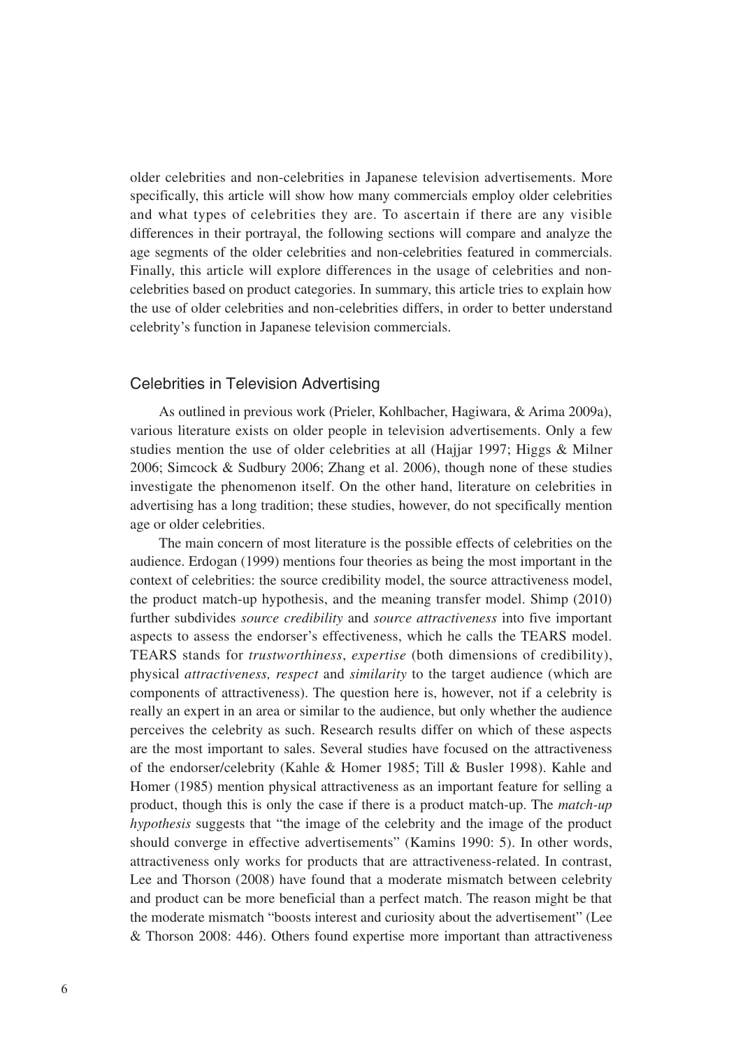older celebrities and non-celebrities in Japanese television advertisements. More specifically, this article will show how many commercials employ older celebrities and what types of celebrities they are. To ascertain if there are any visible differences in their portrayal, the following sections will compare and analyze the age segments of the older celebrities and non-celebrities featured in commercials. Finally, this article will explore differences in the usage of celebrities and non-celebrities based on product categories. In summary, this article tries to explain how the use of older celebrities and non-celebrities differs, in order to better understand celebrity's function in Japanese television commercials.

## Celebrities in Television Advertising

As outlined in previous work (Prieler, Kohlbacher, Hagiwara, & Arima 2009a), various literature exists on older people in television advertisements. Only a few studies mention the use of older celebrities at all (Hajjar 1997; Higgs & Milner 2006; Simcock & Sudbury 2006; Zhang et al. 2006), though none of these studies investigate the phenomenon itself. On the other hand, literature on celebrities in advertising has a long tradition; these studies, however, do not specifically mention age or older celebrities.

The main concern of most literature is the possible effects of celebrities on the audience. Erdogan (1999) mentions four theories as being the most important in the context of celebrities: the source credibility model, the source attractiveness model, the product match-up hypothesis, and the meaning transfer model. Shimp (2010) further subdivides *source credibility* and *source attractiveness* into five important aspects to assess the endorser's effectiveness, which he calls the TEARS model. TEARS stands for *trustworthiness*, *expertise* (both dimensions of credibility), physical *attractiveness, respect* and *similarity* to the target audience (which are components of attractiveness). The question here is, however, not if a celebrity is really an expert in an area or similar to the audience, but only whether the audience perceives the celebrity as such. Research results differ on which of these aspects are the most important to sales. Several studies have focused on the attractiveness of the endorser/celebrity (Kahle & Homer 1985; Till & Busler 1998). Kahle and Homer (1985) mention physical attractiveness as an important feature for selling a product, though this is only the case if there is a product match-up. The *match-up hypothesis* suggests that "the image of the celebrity and the image of the product should converge in effective advertisements" (Kamins 1990: 5). In other words, attractiveness only works for products that are attractiveness-related. In contrast, Lee and Thorson (2008) have found that a moderate mismatch between celebrity and product can be more beneficial than a perfect match. The reason might be that the moderate mismatch "boosts interest and curiosity about the advertisement" (Lee & Thorson 2008: 446). Others found expertise more important than attractiveness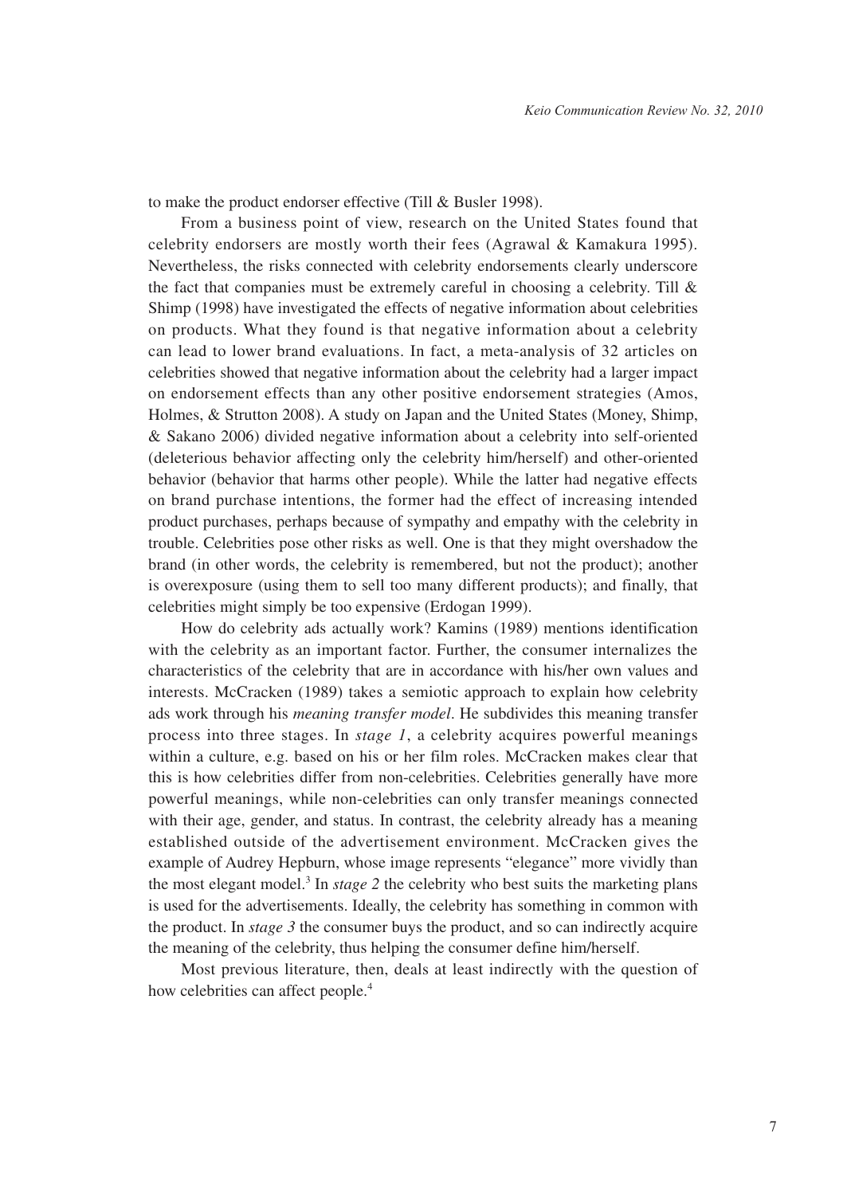to make the product endorser effective (Till & Busler 1998).

From a business point of view, research on the United States found that celebrity endorsers are mostly worth their fees (Agrawal & Kamakura 1995). Nevertheless, the risks connected with celebrity endorsements clearly underscore the fact that companies must be extremely careful in choosing a celebrity. Till & Shimp (1998) have investigated the effects of negative information about celebrities on products. What they found is that negative information about a celebrity can lead to lower brand evaluations. In fact, a meta-analysis of 32 articles on celebrities showed that negative information about the celebrity had a larger impact on endorsement effects than any other positive endorsement strategies (Amos, Holmes, & Strutton 2008). A study on Japan and the United States (Money, Shimp, & Sakano 2006) divided negative information about a celebrity into self-oriented (deleterious behavior affecting only the celebrity him/herself) and other-oriented behavior (behavior that harms other people). While the latter had negative effects on brand purchase intentions, the former had the effect of increasing intended product purchases, perhaps because of sympathy and empathy with the celebrity in trouble. Celebrities pose other risks as well. One is that they might overshadow the brand (in other words, the celebrity is remembered, but not the product); another is overexposure (using them to sell too many different products); and finally, that celebrities might simply be too expensive (Erdogan 1999).

How do celebrity ads actually work? Kamins (1989) mentions identification with the celebrity as an important factor. Further, the consumer internalizes the characteristics of the celebrity that are in accordance with his/her own values and interests. McCracken (1989) takes a semiotic approach to explain how celebrity ads work through his *meaning transfer model*. He subdivides this meaning transfer process into three stages. In *stage 1*, a celebrity acquires powerful meanings within a culture, e.g. based on his or her film roles. McCracken makes clear that this is how celebrities differ from non-celebrities. Celebrities generally have more powerful meanings, while non-celebrities can only transfer meanings connected with their age, gender, and status. In contrast, the celebrity already has a meaning established outside of the advertisement environment. McCracken gives the example of Audrey Hepburn, whose image represents "elegance" more vividly than the most elegant model.[3] In *stage 2* the celebrity who best suits the marketing plans is used for the advertisements. Ideally, the celebrity has something in common with the product. In *stage 3* the consumer buys the product, and so can indirectly acquire the meaning of the celebrity, thus helping the consumer define him/herself.

Most previous literature, then, deals at least indirectly with the question of how celebrities can affect people.[4]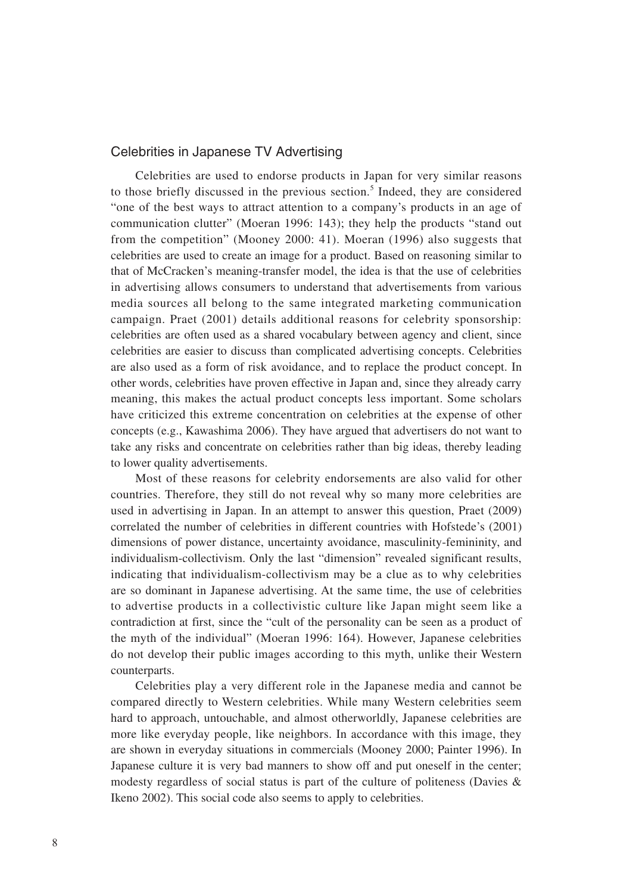## Celebrities in Japanese TV Advertising

Celebrities are used to endorse products in Japan for very similar reasons to those briefly discussed in the previous section.[5] Indeed, they are considered "one of the best ways to attract attention to a company's products in an age of communication clutter" (Moeran 1996: 143); they help the products "stand out from the competition" (Mooney 2000: 41). Moeran (1996) also suggests that celebrities are used to create an image for a product. Based on reasoning similar to that of McCracken's meaning-transfer model, the idea is that the use of celebrities in advertising allows consumers to understand that advertisements from various media sources all belong to the same integrated marketing communication campaign. Praet (2001) details additional reasons for celebrity sponsorship: celebrities are often used as a shared vocabulary between agency and client, since celebrities are easier to discuss than complicated advertising concepts. Celebrities are also used as a form of risk avoidance, and to replace the product concept. In other words, celebrities have proven effective in Japan and, since they already carry meaning, this makes the actual product concepts less important. Some scholars have criticized this extreme concentration on celebrities at the expense of other concepts (e.g., Kawashima 2006). They have argued that advertisers do not want to take any risks and concentrate on celebrities rather than big ideas, thereby leading to lower quality advertisements.

Most of these reasons for celebrity endorsements are also valid for other countries. Therefore, they still do not reveal why so many more celebrities are used in advertising in Japan. In an attempt to answer this question, Praet (2009) correlated the number of celebrities in different countries with Hofstede's (2001) dimensions of power distance, uncertainty avoidance, masculinity-femininity, and individualism-collectivism. Only the last "dimension" revealed significant results, indicating that individualism-collectivism may be a clue as to why celebrities are so dominant in Japanese advertising. At the same time, the use of celebrities to advertise products in a collectivistic culture like Japan might seem like a contradiction at first, since the "cult of the personality can be seen as a product of the myth of the individual" (Moeran 1996: 164). However, Japanese celebrities do not develop their public images according to this myth, unlike their Western counterparts.

Celebrities play a very different role in the Japanese media and cannot be compared directly to Western celebrities. While many Western celebrities seem hard to approach, untouchable, and almost otherworldly, Japanese celebrities are more like everyday people, like neighbors. In accordance with this image, they are shown in everyday situations in commercials (Mooney 2000; Painter 1996). In Japanese culture it is very bad manners to show off and put oneself in the center; modesty regardless of social status is part of the culture of politeness (Davies & Ikeno 2002). This social code also seems to apply to celebrities.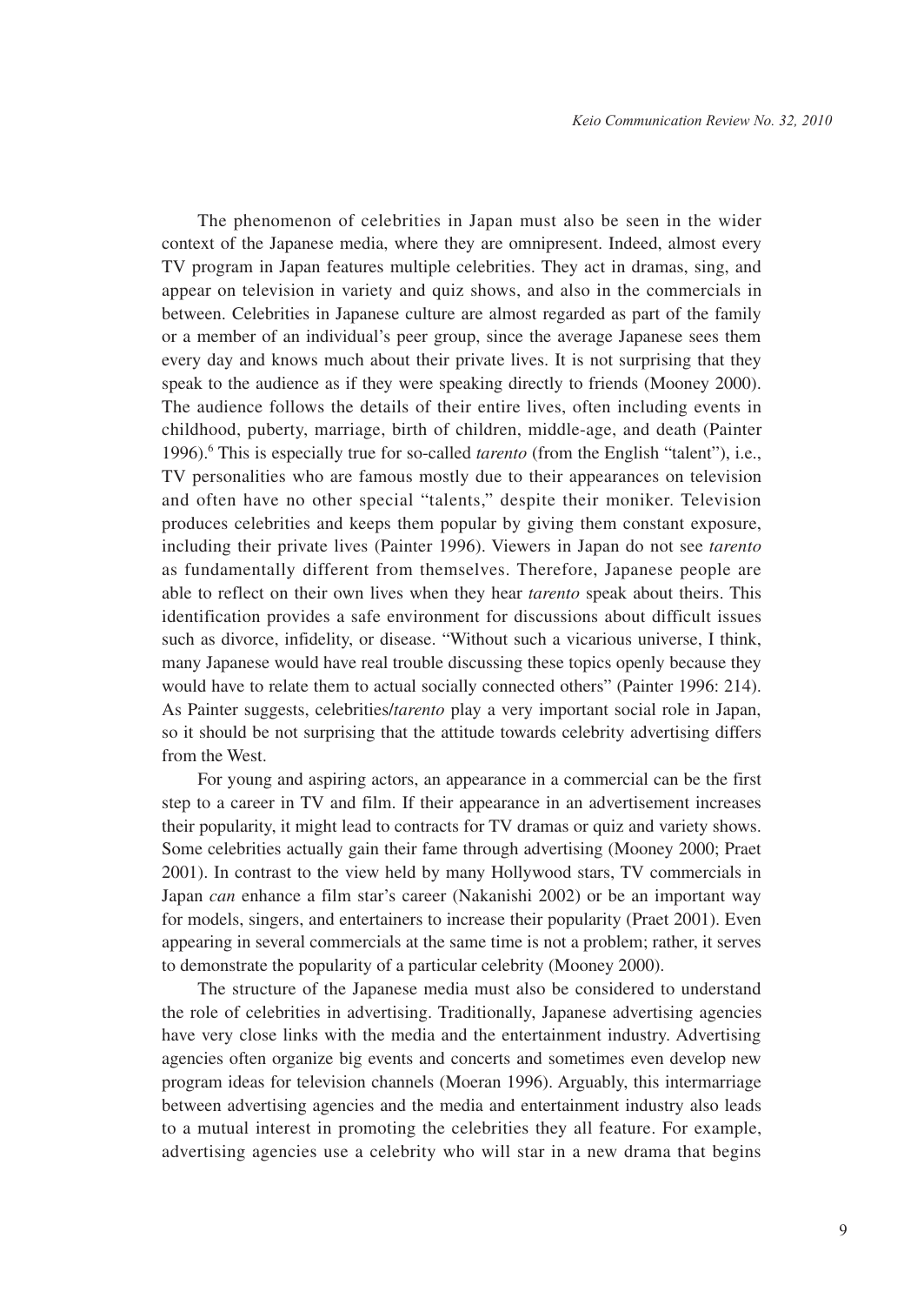The phenomenon of celebrities in Japan must also be seen in the wider context of the Japanese media, where they are omnipresent. Indeed, almost every TV program in Japan features multiple celebrities. They act in dramas, sing, and appear on television in variety and quiz shows, and also in the commercials in between. Celebrities in Japanese culture are almost regarded as part of the family or a member of an individual's peer group, since the average Japanese sees them every day and knows much about their private lives. It is not surprising that they speak to the audience as if they were speaking directly to friends (Mooney 2000). The audience follows the details of their entire lives, often including events in childhood, puberty, marriage, birth of children, middle-age, and death (Painter 1996).[6] This is especially true for so-called *tarento* (from the English "talent"), i.e., TV personalities who are famous mostly due to their appearances on television and often have no other special "talents," despite their moniker. Television produces celebrities and keeps them popular by giving them constant exposure, including their private lives (Painter 1996). Viewers in Japan do not see *tarento* as fundamentally different from themselves. Therefore, Japanese people are able to reflect on their own lives when they hear *tarento* speak about theirs. This identification provides a safe environment for discussions about difficult issues such as divorce, infidelity, or disease. "Without such a vicarious universe, I think, many Japanese would have real trouble discussing these topics openly because they would have to relate them to actual socially connected others" (Painter 1996: 214). As Painter suggests, celebrities/*tarento* play a very important social role in Japan, so it should be not surprising that the attitude towards celebrity advertising differs from the West.

For young and aspiring actors, an appearance in a commercial can be the first step to a career in TV and film. If their appearance in an advertisement increases their popularity, it might lead to contracts for TV dramas or quiz and variety shows. Some celebrities actually gain their fame through advertising (Mooney 2000; Praet 2001). In contrast to the view held by many Hollywood stars, TV commercials in Japan *can* enhance a film star's career (Nakanishi 2002) or be an important way for models, singers, and entertainers to increase their popularity (Praet 2001). Even appearing in several commercials at the same time is not a problem; rather, it serves to demonstrate the popularity of a particular celebrity (Mooney 2000).

The structure of the Japanese media must also be considered to understand the role of celebrities in advertising. Traditionally, Japanese advertising agencies have very close links with the media and the entertainment industry. Advertising agencies often organize big events and concerts and sometimes even develop new program ideas for television channels (Moeran 1996). Arguably, this intermarriage between advertising agencies and the media and entertainment industry also leads to a mutual interest in promoting the celebrities they all feature. For example, advertising agencies use a celebrity who will star in a new drama that begins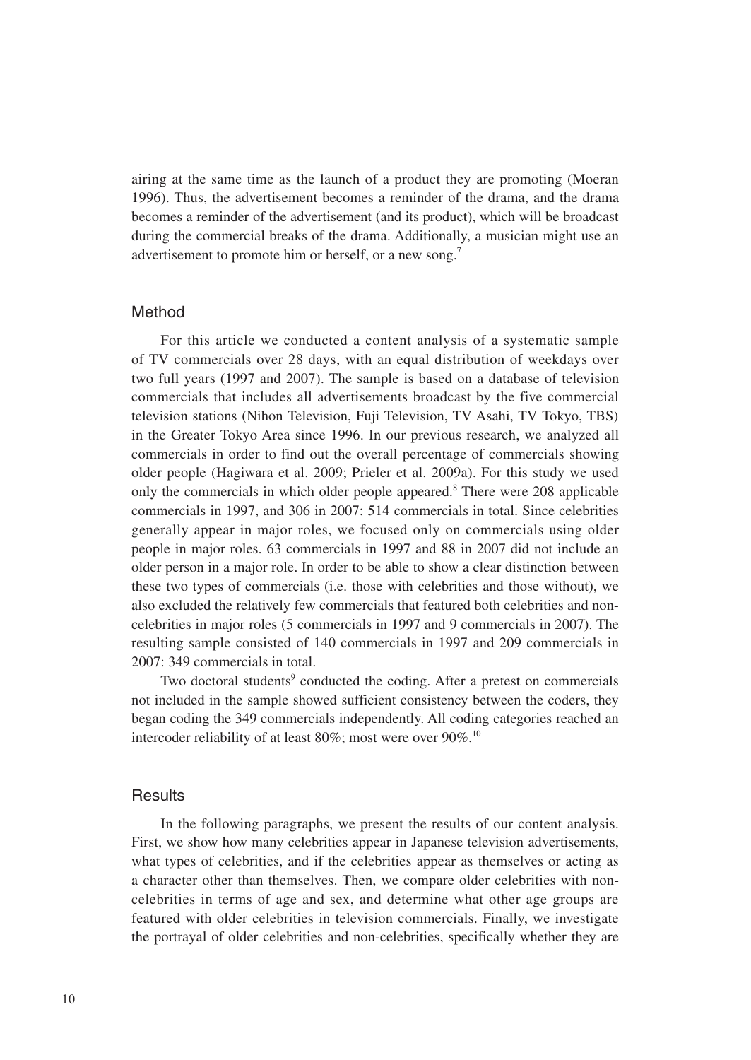airing at the same time as the launch of a product they are promoting (Moeran 1996). Thus, the advertisement becomes a reminder of the drama, and the drama becomes a reminder of the advertisement (and its product), which will be broadcast during the commercial breaks of the drama. Additionally, a musician might use an advertisement to promote him or herself, or a new song.[7]

## Method

For this article we conducted a content analysis of a systematic sample of TV commercials over 28 days, with an equal distribution of weekdays over two full years (1997 and 2007). The sample is based on a database of television commercials that includes all advertisements broadcast by the five commercial television stations (Nihon Television, Fuji Television, TV Asahi, TV Tokyo, TBS) in the Greater Tokyo Area since 1996. In our previous research, we analyzed all commercials in order to find out the overall percentage of commercials showing older people (Hagiwara et al. 2009; Prieler et al. 2009a). For this study we used only the commercials in which older people appeared.[8] There were 208 applicable commercials in 1997, and 306 in 2007: 514 commercials in total. Since celebrities generally appear in major roles, we focused only on commercials using older people in major roles. 63 commercials in 1997 and 88 in 2007 did not include an older person in a major role. In order to be able to show a clear distinction between these two types of commercials (i.e. those with celebrities and those without), we also excluded the relatively few commercials that featured both celebrities and non-celebrities in major roles (5 commercials in 1997 and 9 commercials in 2007). The resulting sample consisted of 140 commercials in 1997 and 209 commercials in 2007: 349 commercials in total.

Two doctoral students[9] conducted the coding. After a pretest on commercials not included in the sample showed sufficient consistency between the coders, they began coding the 349 commercials independently. All coding categories reached an intercoder reliability of at least 80%; most were over 90%.[10]

## Results

In the following paragraphs, we present the results of our content analysis. First, we show how many celebrities appear in Japanese television advertisements, what types of celebrities, and if the celebrities appear as themselves or acting as a character other than themselves. Then, we compare older celebrities with non-celebrities in terms of age and sex, and determine what other age groups are featured with older celebrities in television commercials. Finally, we investigate the portrayal of older celebrities and non-celebrities, specifically whether they are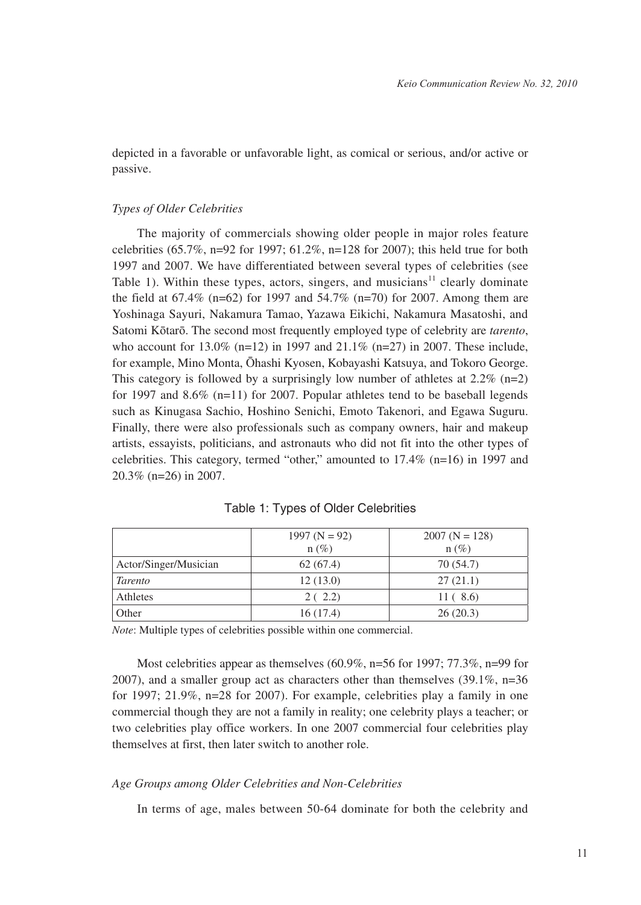depicted in a favorable or unfavorable light, as comical or serious, and/or active or passive.

### *Types of Older Celebrities*

The majority of commercials showing older people in major roles feature celebrities (65.7%, n=92 for 1997; 61.2%, n=128 for 2007); this held true for both 1997 and 2007. We have differentiated between several types of celebrities (see Table 1). Within these types, actors, singers, and musicians[11] clearly dominate the field at 67.4% (n=62) for 1997 and 54.7% (n=70) for 2007. Among them are Yoshinaga Sayuri, Nakamura Tamao, Yazawa Eikichi, Nakamura Masatoshi, and Satomi Kōtarō. The second most frequently employed type of celebrity are *tarento*, who account for 13.0% (n=12) in 1997 and 21.1% (n=27) in 2007. These include, for example, Mino Monta, Ōhashi Kyosen, Kobayashi Katsuya, and Tokoro George. This category is followed by a surprisingly low number of athletes at 2.2% (n=2) for 1997 and 8.6% (n=11) for 2007. Popular athletes tend to be baseball legends such as Kinugasa Sachio, Hoshino Senichi, Emoto Takenori, and Egawa Suguru. Finally, there were also professionals such as company owners, hair and makeup artists, essayists, politicians, and astronauts who did not fit into the other types of celebrities. This category, termed "other," amounted to 17.4% (n=16) in 1997 and 20.3% (n=26) in 2007.

Table 1: Types of Older Celebrities

| | 1997 (N = 92) n (%) | 2007 (N = 128) n (%) |
|---|---|---|
| Actor/Singer/Musician | 62 (67.4) | 70 (54.7) |
| *Tarento* | 12 (13.0) | 27 (21.1) |
| Athletes | 2 ( 2.2) | 11 ( 8.6) |
| Other | 16 (17.4) | 26 (20.3) |

*Note*: Multiple types of celebrities possible within one commercial.

Most celebrities appear as themselves (60.9%, n=56 for 1997; 77.3%, n=99 for 2007), and a smaller group act as characters other than themselves (39.1%, n=36 for 1997; 21.9%, n=28 for 2007). For example, celebrities play a family in one commercial though they are not a family in reality; one celebrity plays a teacher; or two celebrities play office workers. In one 2007 commercial four celebrities play themselves at first, then later switch to another role.

### *Age Groups among Older Celebrities and Non-Celebrities*

In terms of age, males between 50-64 dominate for both the celebrity and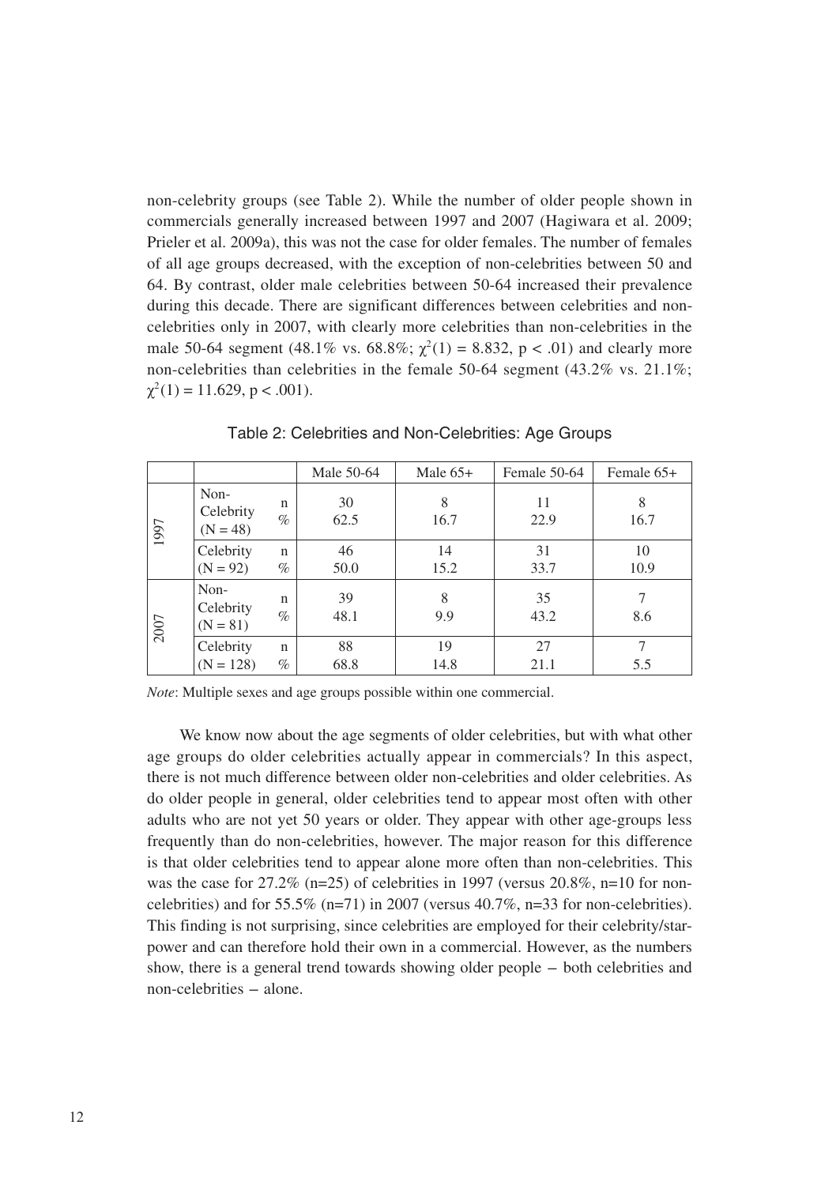non-celebrity groups (see Table 2). While the number of older people shown in commercials generally increased between 1997 and 2007 (Hagiwara et al. 2009; Prieler et al. 2009a), this was not the case for older females. The number of females of all age groups decreased, with the exception of non-celebrities between 50 and 64. By contrast, older male celebrities between 50-64 increased their prevalence during this decade. There are significant differences between celebrities and non-celebrities only in 2007, with clearly more celebrities than non-celebrities in the male 50-64 segment (48.1% vs. 68.8%; $\chi^2(1) = 8.832$, $p < .01$) and clearly more non-celebrities than celebrities in the female 50-64 segment (43.2% vs. 21.1%; $\chi^2(1) = 11.629$, $p < .001$).

Table 2: Celebrities and Non-Celebrities: Age Groups

| | | | Male 50-64 | Male 65+ | Female 50-64 | Female 65+ |
|---|---|---|---|---|---|---|
| 1997 | Non-Celebrity (N = 48) | n | 30 | 8 | 11 | 8 |
| | | % | 62.5 | 16.7 | 22.9 | 16.7 |
| | Celebrity (N = 92) | n | 46 | 14 | 31 | 10 |
| | | % | 50.0 | 15.2 | 33.7 | 10.9 |
| 2007 | Non-Celebrity (N = 81) | n | 39 | 8 | 35 | 7 |
| | | % | 48.1 | 9.9 | 43.2 | 8.6 |
| | Celebrity (N = 128) | n | 88 | 19 | 27 | 7 |
| | | % | 68.8 | 14.8 | 21.1 | 5.5 |

*Note*: Multiple sexes and age groups possible within one commercial.

We know now about the age segments of older celebrities, but with what other age groups do older celebrities actually appear in commercials? In this aspect, there is not much difference between older non-celebrities and older celebrities. As do older people in general, older celebrities tend to appear most often with other adults who are not yet 50 years or older. They appear with other age-groups less frequently than do non-celebrities, however. The major reason for this difference is that older celebrities tend to appear alone more often than non-celebrities. This was the case for 27.2% (n=25) of celebrities in 1997 (versus 20.8%, n=10 for non-celebrities) and for 55.5% (n=71) in 2007 (versus 40.7%, n=33 for non-celebrities). This finding is not surprising, since celebrities are employed for their celebrity/star-power and can therefore hold their own in a commercial. However, as the numbers show, there is a general trend towards showing older people – both celebrities and non-celebrities – alone.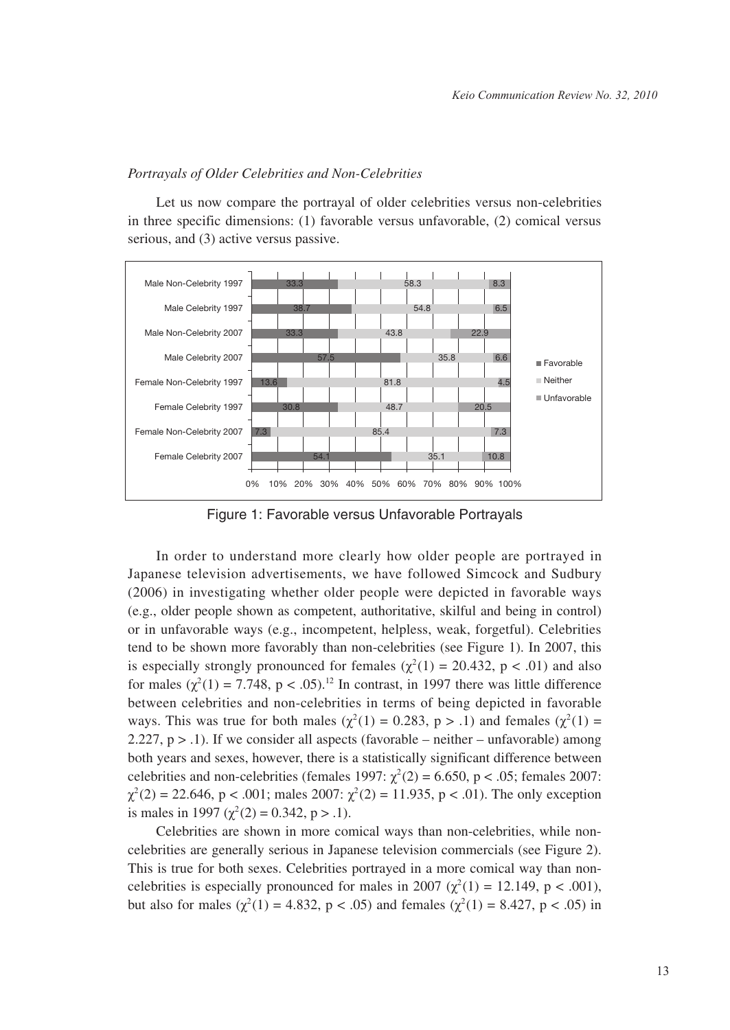*Portrayals of Older Celebrities and Non-Celebrities*

Let us now compare the portrayal of older celebrities versus non-celebrities in three specific dimensions: (1) favorable versus unfavorable, (2) comical versus serious, and (3) active versus passive.

| | Favorable | Neither | Unfavorable |
|---|---|---|---|
| Male Non-Celebrity 1997 | 33.3 | 58.3 | 8.3 |
| Male Celebrity 1997 | 38.7 | 54.8 | 6.5 |
| Male Non-Celebrity 2007 | 33.3 | 43.8 | 22.9 |
| Male Celebrity 2007 | 57.5 | 35.8 | 6.6 |
| Female Non-Celebrity 1997 | 13.6 | 81.8 | 4.5 |
| Female Celebrity 1997 | 30.8 | 48.7 | 20.5 |
| Female Non-Celebrity 2007 | 7.3 | 85.4 | 7.3 |
| Female Celebrity 2007 | 54.1 | 35.1 | 10.8 |

Figure 1: Favorable versus Unfavorable Portrayals

In order to understand more clearly how older people are portrayed in Japanese television advertisements, we have followed Simcock and Sudbury (2006) in investigating whether older people were depicted in favorable ways (e.g., older people shown as competent, authoritative, skilful and being in control) or in unfavorable ways (e.g., incompetent, helpless, weak, forgetful). Celebrities tend to be shown more favorably than non-celebrities (see Figure 1). In 2007, this is especially strongly pronounced for females ($\chi^2(1) = 20.432$, $p < .01$) and also for males ($\chi^2(1) = 7.748$, $p < .05$).[12] In contrast, in 1997 there was little difference between celebrities and non-celebrities in terms of being depicted in favorable ways. This was true for both males ($\chi^2(1) = 0.283$, $p > .1$) and females ($\chi^2(1) = 2.227$, $p > .1$). If we consider all aspects (favorable – neither – unfavorable) among both years and sexes, however, there is a statistically significant difference between celebrities and non-celebrities (females 1997: $\chi^2(2) = 6.650$, $p < .05$; females 2007: $\chi^2(2) = 22.646$, $p < .001$; males 2007: $\chi^2(2) = 11.935$, $p < .01$). The only exception is males in 1997 ($\chi^2(2) = 0.342$, $p > .1$).

Celebrities are shown in more comical ways than non-celebrities, while non-celebrities are generally serious in Japanese television commercials (see Figure 2). This is true for both sexes. Celebrities portrayed in a more comical way than non-celebrities is especially pronounced for males in 2007 ($\chi^2(1) = 12.149$, $p < .001$), but also for males ($\chi^2(1) = 4.832$, $p < .05$) and females ($\chi^2(1) = 8.427$, $p < .05$) in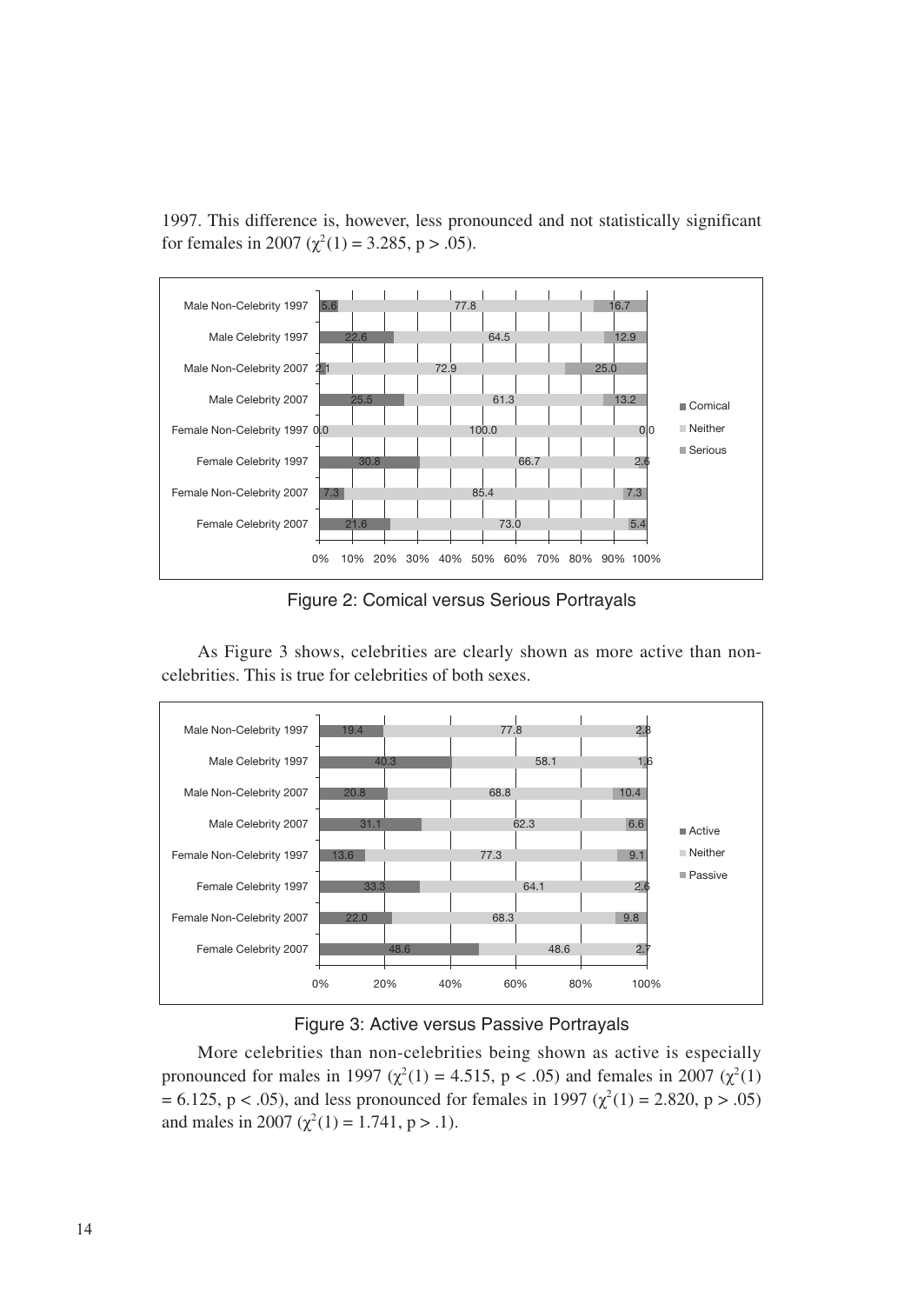1997. This difference is, however, less pronounced and not statistically significant for females in 2007 ($\chi^2(1) = 3.285$, $p > .05$).

| | Comical | Neither | Serious |
|---|---|---|---|
| Male Non-Celebrity 1997 | 5.6 | 77.8 | 16.7 |
| Male Celebrity 1997 | 22.6 | 64.5 | 12.9 |
| Male Non-Celebrity 2007 | 2.1 | 72.9 | 25.0 |
| Male Celebrity 2007 | 25.5 | 61.3 | 13.2 |
| Female Non-Celebrity 1997 | 0.0 | 100.0 | 0.0 |
| Female Celebrity 1997 | 30.8 | 66.7 | 2.6 |
| Female Non-Celebrity 2007 | 7.3 | 85.4 | 7.3 |
| Female Celebrity 2007 | 21.6 | 73.0 | 5.4 |

Figure 2: Comical versus Serious Portrayals

As Figure 3 shows, celebrities are clearly shown as more active than non-celebrities. This is true for celebrities of both sexes.

| | Active | Neither | Passive |
|---|---|---|---|
| Male Non-Celebrity 1997 | 19.4 | 77.8 | 2.8 |
| Male Celebrity 1997 | 40.3 | 58.1 | 1.6 |
| Male Non-Celebrity 2007 | 20.8 | 68.8 | 10.4 |
| Male Celebrity 2007 | 31.1 | 62.3 | 6.6 |
| Female Non-Celebrity 1997 | 13.6 | 77.3 | 9.1 |
| Female Celebrity 1997 | 33.3 | 64.1 | 2.6 |
| Female Non-Celebrity 2007 | 22.0 | 68.3 | 9.8 |
| Female Celebrity 2007 | 48.6 | 48.6 | 2.7 |

Figure 3: Active versus Passive Portrayals

More celebrities than non-celebrities being shown as active is especially pronounced for males in 1997 ($\chi^2(1) = 4.515$, $p < .05$) and females in 2007 ($\chi^2(1) = 6.125$, $p < .05$), and less pronounced for females in 1997 ($\chi^2(1) = 2.820$, $p > .05$) and males in 2007 ($\chi^2(1) = 1.741$, $p > .1$).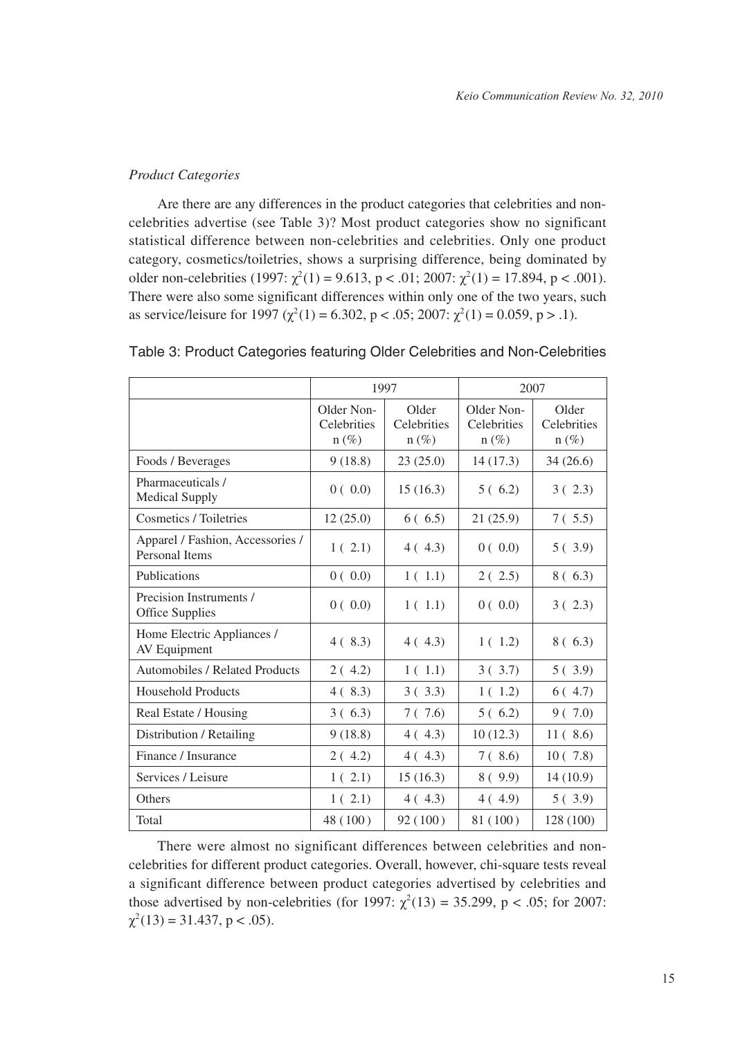*Product Categories*

Are there are any differences in the product categories that celebrities and non-celebrities advertise (see Table 3)? Most product categories show no significant statistical difference between non-celebrities and celebrities. Only one product category, cosmetics/toiletries, shows a surprising difference, being dominated by older non-celebrities (1997: $\chi^2(1) = 9.613$, $p < .01$; 2007: $\chi^2(1) = 17.894$, $p < .001$). There were also some significant differences within only one of the two years, such as service/leisure for 1997 ($\chi^2(1) = 6.302$, $p < .05$; 2007: $\chi^2(1) = 0.059$, $p > .1$).

Table 3: Product Categories featuring Older Celebrities and Non-Celebrities

| | 1997 | | 2007 | |
|---|---|---|---|---|
| | Older Non-Celebrities n (%) | Older Celebrities n (%) | Older Non-Celebrities n (%) | Older Celebrities n (%) |
| Foods / Beverages | 9 (18.8) | 23 (25.0) | 14 (17.3) | 34 (26.6) |
| Pharmaceuticals / Medical Supply | 0 ( 0.0) | 15 (16.3) | 5 ( 6.2) | 3 ( 2.3) |
| Cosmetics / Toiletries | 12 (25.0) | 6 ( 6.5) | 21 (25.9) | 7 ( 5.5) |
| Apparel / Fashion, Accessories / Personal Items | 1 ( 2.1) | 4 ( 4.3) | 0 ( 0.0) | 5 ( 3.9) |
| Publications | 0 ( 0.0) | 1 ( 1.1) | 2 ( 2.5) | 8 ( 6.3) |
| Precision Instruments / Office Supplies | 0 ( 0.0) | 1 ( 1.1) | 0 ( 0.0) | 3 ( 2.3) |
| Home Electric Appliances / AV Equipment | 4 ( 8.3) | 4 ( 4.3) | 1 ( 1.2) | 8 ( 6.3) |
| Automobiles / Related Products | 2 ( 4.2) | 1 ( 1.1) | 3 ( 3.7) | 5 ( 3.9) |
| Household Products | 4 ( 8.3) | 3 ( 3.3) | 1 ( 1.2) | 6 ( 4.7) |
| Real Estate / Housing | 3 ( 6.3) | 7 ( 7.6) | 5 ( 6.2) | 9 ( 7.0) |
| Distribution / Retailing | 9 (18.8) | 4 ( 4.3) | 10 (12.3) | 11 ( 8.6) |
| Finance / Insurance | 2 ( 4.2) | 4 ( 4.3) | 7 ( 8.6) | 10 ( 7.8) |
| Services / Leisure | 1 ( 2.1) | 15 (16.3) | 8 ( 9.9) | 14 (10.9) |
| Others | 1 ( 2.1) | 4 ( 4.3) | 4 ( 4.9) | 5 ( 3.9) |
| Total | 48 (100) | 92 (100) | 81 (100) | 128 (100) |

There were almost no significant differences between celebrities and non-celebrities for different product categories. Overall, however, chi-square tests reveal a significant difference between product categories advertised by celebrities and those advertised by non-celebrities (for 1997: $\chi^2(13) = 35.299$, $p < .05$; for 2007: $\chi^2(13) = 31.437$, $p < .05$).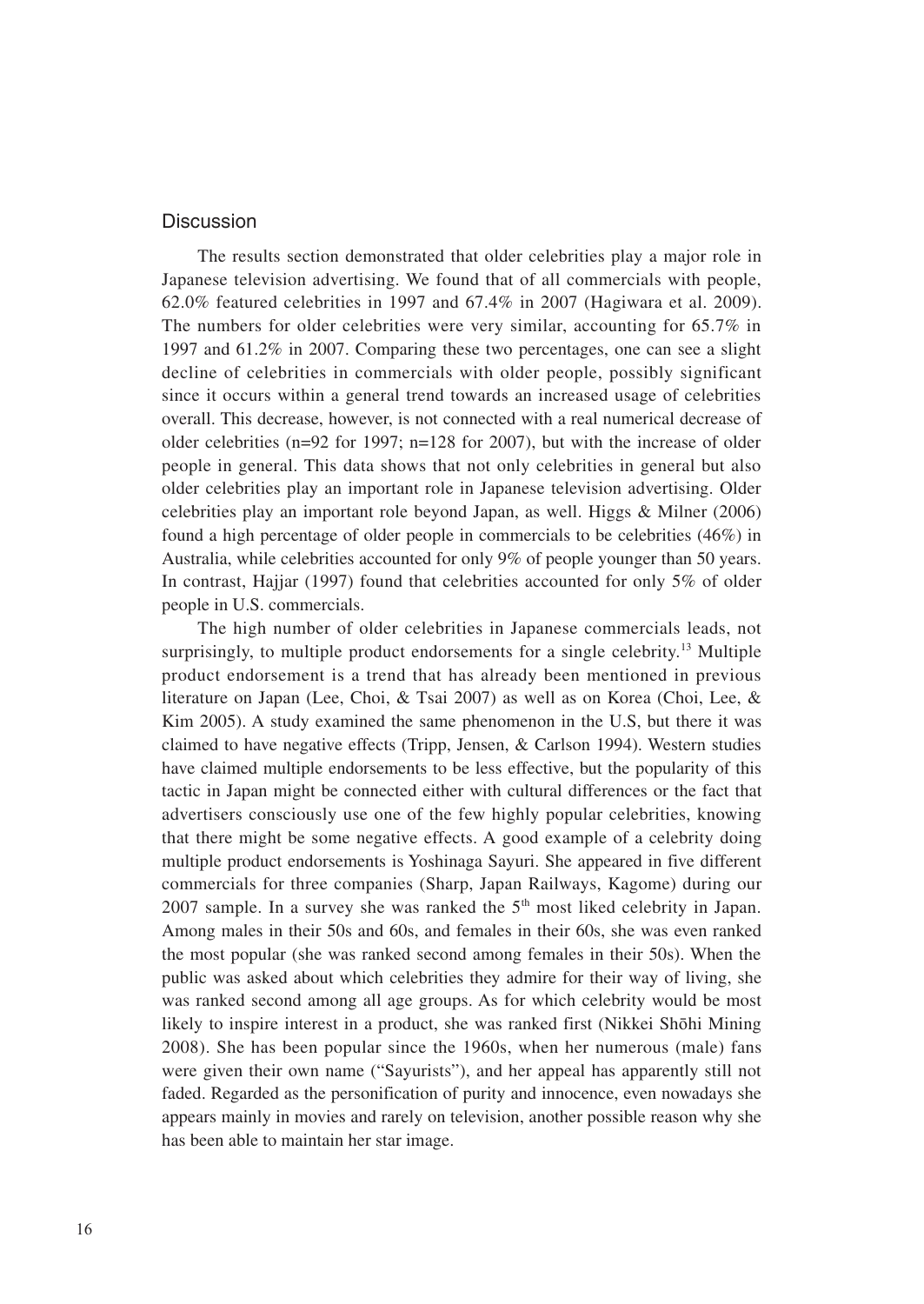## Discussion

The results section demonstrated that older celebrities play a major role in Japanese television advertising. We found that of all commercials with people, 62.0% featured celebrities in 1997 and 67.4% in 2007 (Hagiwara et al. 2009). The numbers for older celebrities were very similar, accounting for 65.7% in 1997 and 61.2% in 2007. Comparing these two percentages, one can see a slight decline of celebrities in commercials with older people, possibly significant since it occurs within a general trend towards an increased usage of celebrities overall. This decrease, however, is not connected with a real numerical decrease of older celebrities (n=92 for 1997; n=128 for 2007), but with the increase of older people in general. This data shows that not only celebrities in general but also older celebrities play an important role in Japanese television advertising. Older celebrities play an important role beyond Japan, as well. Higgs & Milner (2006) found a high percentage of older people in commercials to be celebrities (46%) in Australia, while celebrities accounted for only 9% of people younger than 50 years. In contrast, Hajjar (1997) found that celebrities accounted for only 5% of older people in U.S. commercials.

The high number of older celebrities in Japanese commercials leads, not surprisingly, to multiple product endorsements for a single celebrity.[13] Multiple product endorsement is a trend that has already been mentioned in previous literature on Japan (Lee, Choi, & Tsai 2007) as well as on Korea (Choi, Lee, & Kim 2005). A study examined the same phenomenon in the U.S, but there it was claimed to have negative effects (Tripp, Jensen, & Carlson 1994). Western studies have claimed multiple endorsements to be less effective, but the popularity of this tactic in Japan might be connected either with cultural differences or the fact that advertisers consciously use one of the few highly popular celebrities, knowing that there might be some negative effects. A good example of a celebrity doing multiple product endorsements is Yoshinaga Sayuri. She appeared in five different commercials for three companies (Sharp, Japan Railways, Kagome) during our 2007 sample. In a survey she was ranked the 5th most liked celebrity in Japan. Among males in their 50s and 60s, and females in their 60s, she was even ranked the most popular (she was ranked second among females in their 50s). When the public was asked about which celebrities they admire for their way of living, she was ranked second among all age groups. As for which celebrity would be most likely to inspire interest in a product, she was ranked first (Nikkei Shōhi Mining 2008). She has been popular since the 1960s, when her numerous (male) fans were given their own name ("Sayurists"), and her appeal has apparently still not faded. Regarded as the personification of purity and innocence, even nowadays she appears mainly in movies and rarely on television, another possible reason why she has been able to maintain her star image.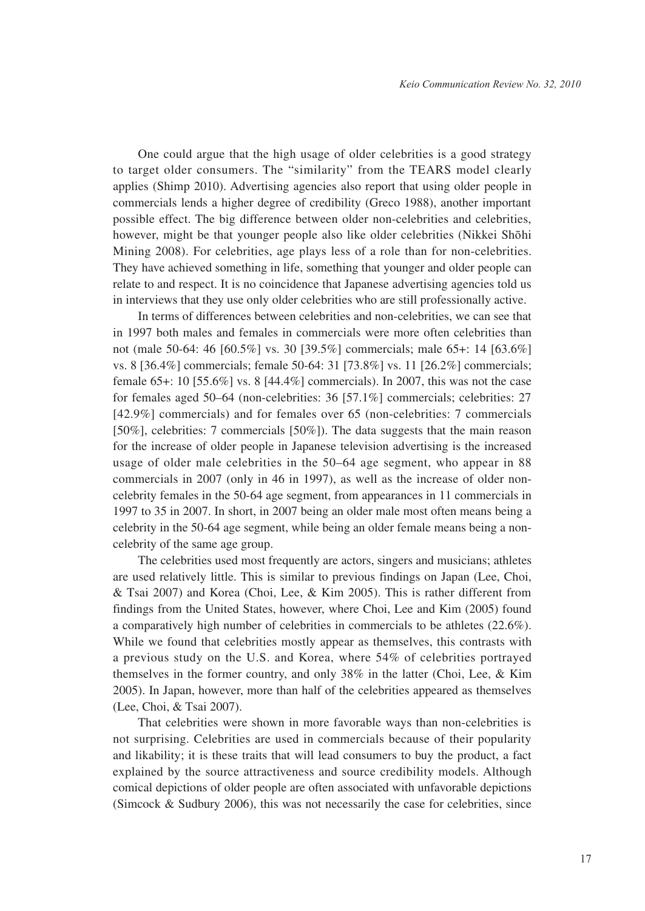One could argue that the high usage of older celebrities is a good strategy to target older consumers. The "similarity" from the TEARS model clearly applies (Shimp 2010). Advertising agencies also report that using older people in commercials lends a higher degree of credibility (Greco 1988), another important possible effect. The big difference between older non-celebrities and celebrities, however, might be that younger people also like older celebrities (Nikkei Shōhi Mining 2008). For celebrities, age plays less of a role than for non-celebrities. They have achieved something in life, something that younger and older people can relate to and respect. It is no coincidence that Japanese advertising agencies told us in interviews that they use only older celebrities who are still professionally active.

In terms of differences between celebrities and non-celebrities, we can see that in 1997 both males and females in commercials were more often celebrities than not (male 50-64: 46 [60.5%] vs. 30 [39.5%] commercials; male 65+: 14 [63.6%] vs. 8 [36.4%] commercials; female 50-64: 31 [73.8%] vs. 11 [26.2%] commercials; female 65+: 10 [55.6%] vs. 8 [44.4%] commercials). In 2007, this was not the case for females aged 50–64 (non-celebrities: 36 [57.1%] commercials; celebrities: 27 [42.9%] commercials) and for females over 65 (non-celebrities: 7 commercials [50%], celebrities: 7 commercials [50%]). The data suggests that the main reason for the increase of older people in Japanese television advertising is the increased usage of older male celebrities in the 50–64 age segment, who appear in 88 commercials in 2007 (only in 46 in 1997), as well as the increase of older non-celebrity females in the 50-64 age segment, from appearances in 11 commercials in 1997 to 35 in 2007. In short, in 2007 being an older male most often means being a celebrity in the 50-64 age segment, while being an older female means being a non-celebrity of the same age group.

The celebrities used most frequently are actors, singers and musicians; athletes are used relatively little. This is similar to previous findings on Japan (Lee, Choi, & Tsai 2007) and Korea (Choi, Lee, & Kim 2005). This is rather different from findings from the United States, however, where Choi, Lee and Kim (2005) found a comparatively high number of celebrities in commercials to be athletes (22.6%). While we found that celebrities mostly appear as themselves, this contrasts with a previous study on the U.S. and Korea, where 54% of celebrities portrayed themselves in the former country, and only 38% in the latter (Choi, Lee, & Kim 2005). In Japan, however, more than half of the celebrities appeared as themselves (Lee, Choi, & Tsai 2007).

That celebrities were shown in more favorable ways than non-celebrities is not surprising. Celebrities are used in commercials because of their popularity and likability; it is these traits that will lead consumers to buy the product, a fact explained by the source attractiveness and source credibility models. Although comical depictions of older people are often associated with unfavorable depictions (Simcock & Sudbury 2006), this was not necessarily the case for celebrities, since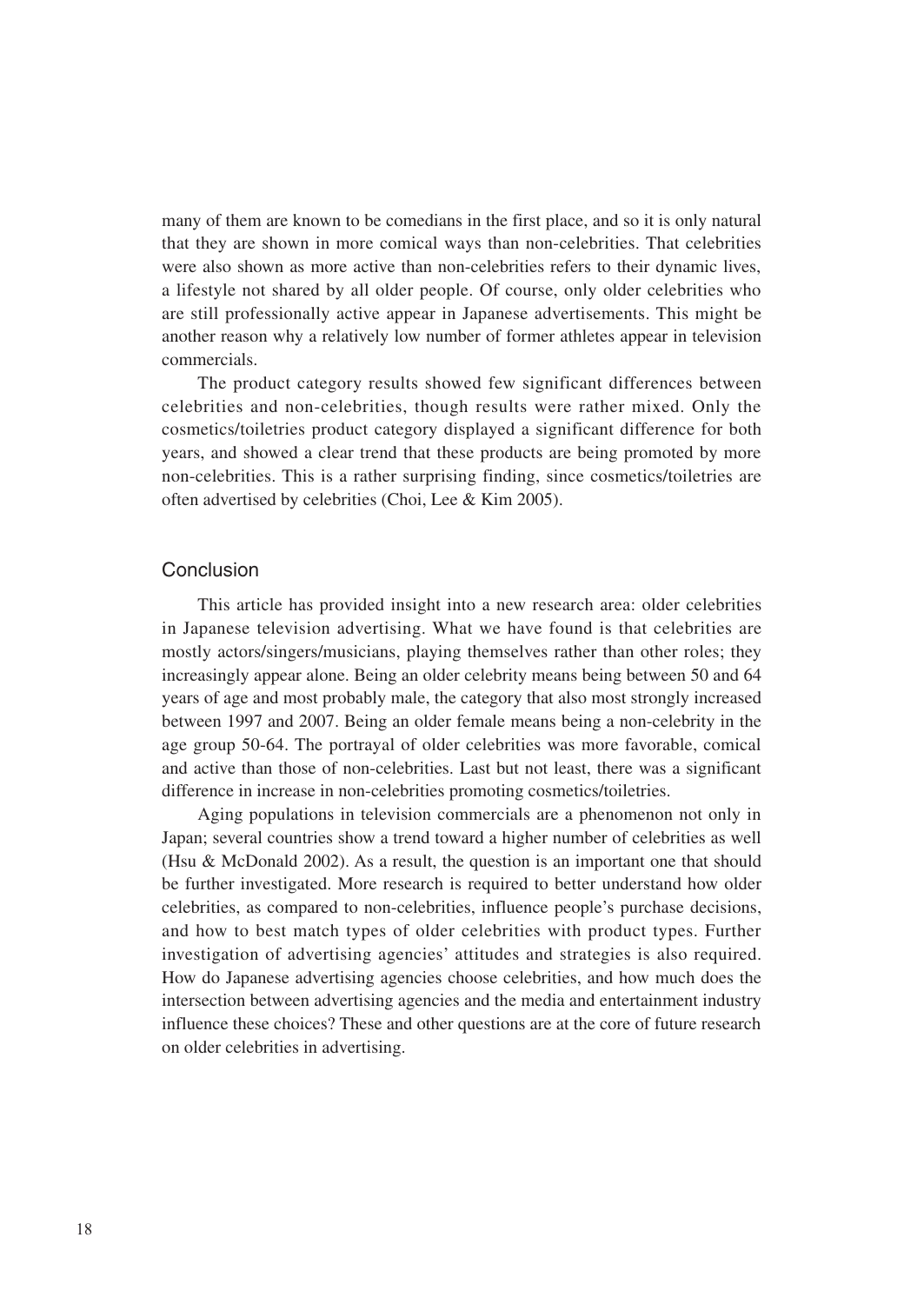many of them are known to be comedians in the first place, and so it is only natural that they are shown in more comical ways than non-celebrities. That celebrities were also shown as more active than non-celebrities refers to their dynamic lives, a lifestyle not shared by all older people. Of course, only older celebrities who are still professionally active appear in Japanese advertisements. This might be another reason why a relatively low number of former athletes appear in television commercials.

The product category results showed few significant differences between celebrities and non-celebrities, though results were rather mixed. Only the cosmetics/toiletries product category displayed a significant difference for both years, and showed a clear trend that these products are being promoted by more non-celebrities. This is a rather surprising finding, since cosmetics/toiletries are often advertised by celebrities (Choi, Lee & Kim 2005).

## Conclusion

This article has provided insight into a new research area: older celebrities in Japanese television advertising. What we have found is that celebrities are mostly actors/singers/musicians, playing themselves rather than other roles; they increasingly appear alone. Being an older celebrity means being between 50 and 64 years of age and most probably male, the category that also most strongly increased between 1997 and 2007. Being an older female means being a non-celebrity in the age group 50-64. The portrayal of older celebrities was more favorable, comical and active than those of non-celebrities. Last but not least, there was a significant difference in increase in non-celebrities promoting cosmetics/toiletries.

Aging populations in television commercials are a phenomenon not only in Japan; several countries show a trend toward a higher number of celebrities as well (Hsu & McDonald 2002). As a result, the question is an important one that should be further investigated. More research is required to better understand how older celebrities, as compared to non-celebrities, influence people's purchase decisions, and how to best match types of older celebrities with product types. Further investigation of advertising agencies' attitudes and strategies is also required. How do Japanese advertising agencies choose celebrities, and how much does the intersection between advertising agencies and the media and entertainment industry influence these choices? These and other questions are at the core of future research on older celebrities in advertising.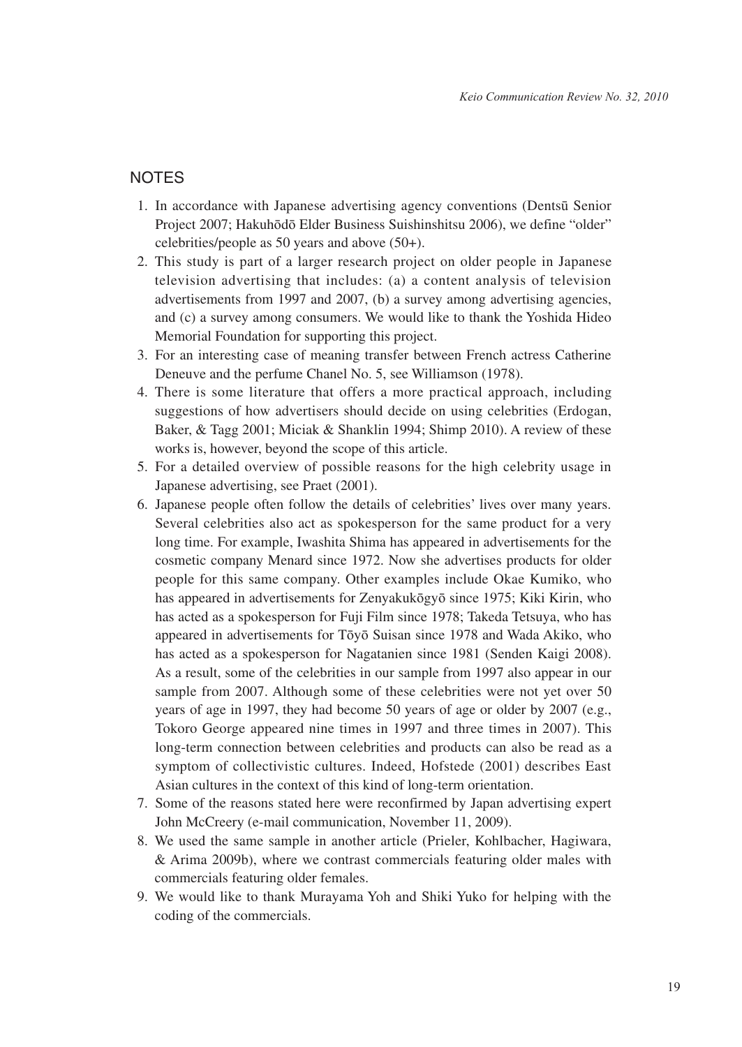## NOTES

1. In accordance with Japanese advertising agency conventions (Dentsū Senior Project 2007; Hakuhōdō Elder Business Suishinshitsu 2006), we define "older" celebrities/people as 50 years and above (50+).
2. This study is part of a larger research project on older people in Japanese television advertising that includes: (a) a content analysis of television advertisements from 1997 and 2007, (b) a survey among advertising agencies, and (c) a survey among consumers. We would like to thank the Yoshida Hideo Memorial Foundation for supporting this project.
3. For an interesting case of meaning transfer between French actress Catherine Deneuve and the perfume Chanel No. 5, see Williamson (1978).
4. There is some literature that offers a more practical approach, including suggestions of how advertisers should decide on using celebrities (Erdogan, Baker, & Tagg 2001; Miciak & Shanklin 1994; Shimp 2010). A review of these works is, however, beyond the scope of this article.
5. For a detailed overview of possible reasons for the high celebrity usage in Japanese advertising, see Praet (2001).
6. Japanese people often follow the details of celebrities' lives over many years. Several celebrities also act as spokesperson for the same product for a very long time. For example, Iwashita Shima has appeared in advertisements for the cosmetic company Menard since 1972. Now she advertises products for older people for this same company. Other examples include Okae Kumiko, who has appeared in advertisements for Zenyakukōgyō since 1975; Kiki Kirin, who has acted as a spokesperson for Fuji Film since 1978; Takeda Tetsuya, who has appeared in advertisements for Tōyō Suisan since 1978 and Wada Akiko, who has acted as a spokesperson for Nagatanien since 1981 (Senden Kaigi 2008). As a result, some of the celebrities in our sample from 1997 also appear in our sample from 2007. Although some of these celebrities were not yet over 50 years of age in 1997, they had become 50 years of age or older by 2007 (e.g., Tokoro George appeared nine times in 1997 and three times in 2007). This long-term connection between celebrities and products can also be read as a symptom of collectivistic cultures. Indeed, Hofstede (2001) describes East Asian cultures in the context of this kind of long-term orientation.
7. Some of the reasons stated here were reconfirmed by Japan advertising expert John McCreery (e-mail communication, November 11, 2009).
8. We used the same sample in another article (Prieler, Kohlbacher, Hagiwara, & Arima 2009b), where we contrast commercials featuring older males with commercials featuring older females.
9. We would like to thank Murayama Yoh and Shiki Yuko for helping with the coding of the commercials.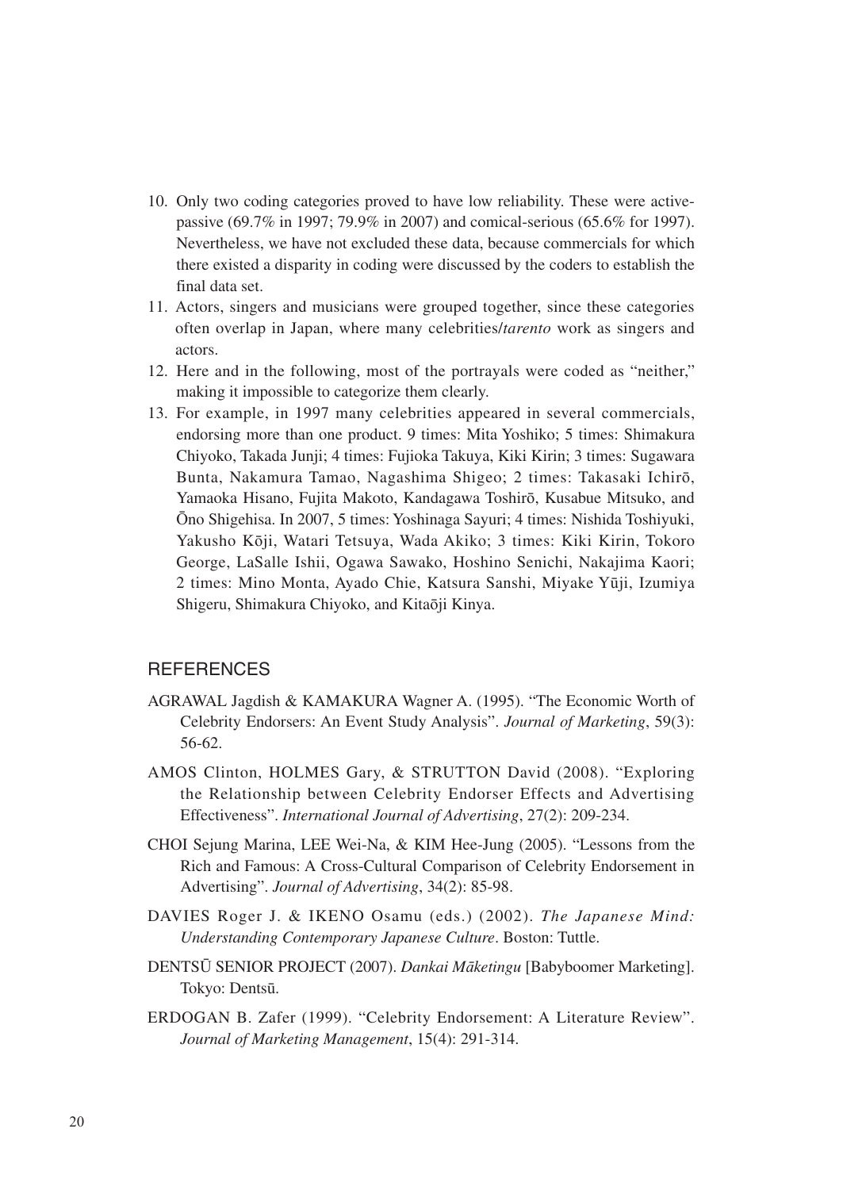10. Only two coding categories proved to have low reliability. These were active-passive (69.7% in 1997; 79.9% in 2007) and comical-serious (65.6% for 1997). Nevertheless, we have not excluded these data, because commercials for which there existed a disparity in coding were discussed by the coders to establish the final data set.
11. Actors, singers and musicians were grouped together, since these categories often overlap in Japan, where many celebrities/*tarento* work as singers and actors.
12. Here and in the following, most of the portrayals were coded as "neither," making it impossible to categorize them clearly.
13. For example, in 1997 many celebrities appeared in several commercials, endorsing more than one product. 9 times: Mita Yoshiko; 5 times: Shimakura Chiyoko, Takada Junji; 4 times: Fujioka Takuya, Kiki Kirin; 3 times: Sugawara Bunta, Nakamura Tamao, Nagashima Shigeo; 2 times: Takasaki Ichirō, Yamaoka Hisano, Fujita Makoto, Kandagawa Toshirō, Kusabue Mitsuko, and Ōno Shigehisa. In 2007, 5 times: Yoshinaga Sayuri; 4 times: Nishida Toshiyuki, Yakusho Kōji, Watari Tetsuya, Wada Akiko; 3 times: Kiki Kirin, Tokoro George, LaSalle Ishii, Ogawa Sawako, Hoshino Senichi, Nakajima Kaori; 2 times: Mino Monta, Ayado Chie, Katsura Sanshi, Miyake Yūji, Izumiya Shigeru, Shimakura Chiyoko, and Kitaōji Kinya.

## REFERENCES

AGRAWAL Jagdish & KAMAKURA Wagner A. (1995). "The Economic Worth of Celebrity Endorsers: An Event Study Analysis". *Journal of Marketing*, 59(3): 56-62.

AMOS Clinton, HOLMES Gary, & STRUTTON David (2008). "Exploring the Relationship between Celebrity Endorser Effects and Advertising Effectiveness". *International Journal of Advertising*, 27(2): 209-234.

CHOI Sejung Marina, LEE Wei-Na, & KIM Hee-Jung (2005). "Lessons from the Rich and Famous: A Cross-Cultural Comparison of Celebrity Endorsement in Advertising". *Journal of Advertising*, 34(2): 85-98.

DAVIES Roger J. & IKENO Osamu (eds.) (2002). *The Japanese Mind: Understanding Contemporary Japanese Culture*. Boston: Tuttle.

DENTSŪ SENIOR PROJECT (2007). *Dankai Māketingu* [Babyboomer Marketing]. Tokyo: Dentsū.

ERDOGAN B. Zafer (1999). "Celebrity Endorsement: A Literature Review". *Journal of Marketing Management*, 15(4): 291-314.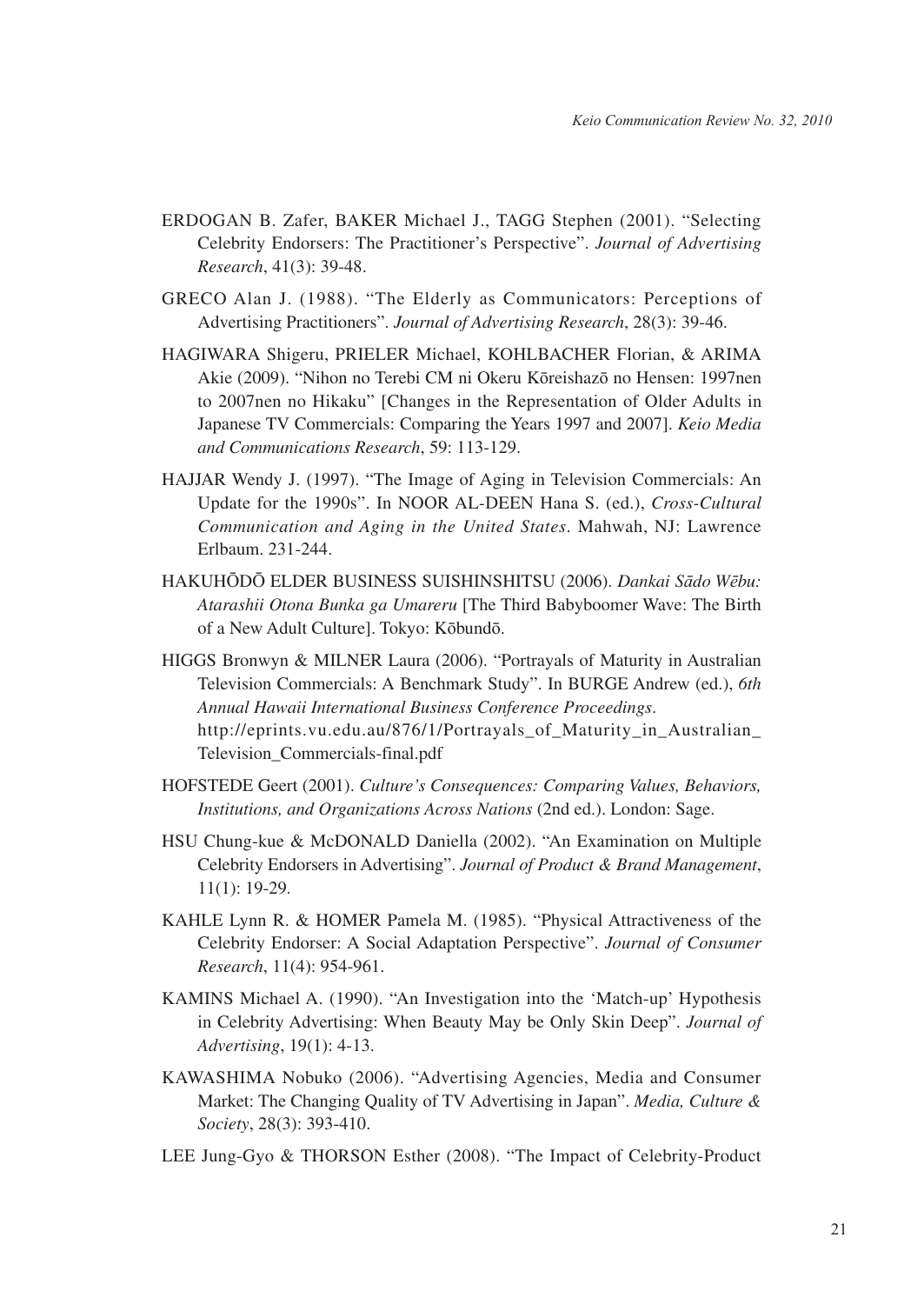ERDOGAN B. Zafer, BAKER Michael J., TAGG Stephen (2001). "Selecting Celebrity Endorsers: The Practitioner's Perspective". *Journal of Advertising Research*, 41(3): 39-48.

GRECO Alan J. (1988). "The Elderly as Communicators: Perceptions of Advertising Practitioners". *Journal of Advertising Research*, 28(3): 39-46.

HAGIWARA Shigeru, PRIELER Michael, KOHLBACHER Florian, & ARIMA Akie (2009). "Nihon no Terebi CM ni Okeru Kōreishazō no Hensen: 1997nen to 2007nen no Hikaku" [Changes in the Representation of Older Adults in Japanese TV Commercials: Comparing the Years 1997 and 2007]. *Keio Media and Communications Research*, 59: 113-129.

HAJJAR Wendy J. (1997). "The Image of Aging in Television Commercials: An Update for the 1990s". In NOOR AL-DEEN Hana S. (ed.), *Cross-Cultural Communication and Aging in the United States*. Mahwah, NJ: Lawrence Erlbaum. 231-244.

HAKUHŌDŌ ELDER BUSINESS SUISHINSHITSU (2006). *Dankai Sādo Wēbu: Atarashii Otona Bunka ga Umareru* [The Third Babyboomer Wave: The Birth of a New Adult Culture]. Tokyo: Kōbundō.

HIGGS Bronwyn & MILNER Laura (2006). "Portrayals of Maturity in Australian Television Commercials: A Benchmark Study". In BURGE Andrew (ed.), *6th Annual Hawaii International Business Conference Proceedings*. http://eprints.vu.edu.au/876/1/Portrayals_of_Maturity_in_Australian_Television_Commercials-final.pdf

HOFSTEDE Geert (2001). *Culture's Consequences: Comparing Values, Behaviors, Institutions, and Organizations Across Nations* (2nd ed.). London: Sage.

HSU Chung-kue & McDONALD Daniella (2002). "An Examination on Multiple Celebrity Endorsers in Advertising". *Journal of Product & Brand Management*, 11(1): 19-29.

KAHLE Lynn R. & HOMER Pamela M. (1985). "Physical Attractiveness of the Celebrity Endorser: A Social Adaptation Perspective". *Journal of Consumer Research*, 11(4): 954-961.

KAMINS Michael A. (1990). "An Investigation into the 'Match-up' Hypothesis in Celebrity Advertising: When Beauty May be Only Skin Deep". *Journal of Advertising*, 19(1): 4-13.

KAWASHIMA Nobuko (2006). "Advertising Agencies, Media and Consumer Market: The Changing Quality of TV Advertising in Japan". *Media, Culture & Society*, 28(3): 393-410.

LEE Jung-Gyo & THORSON Esther (2008). "The Impact of Celebrity-Product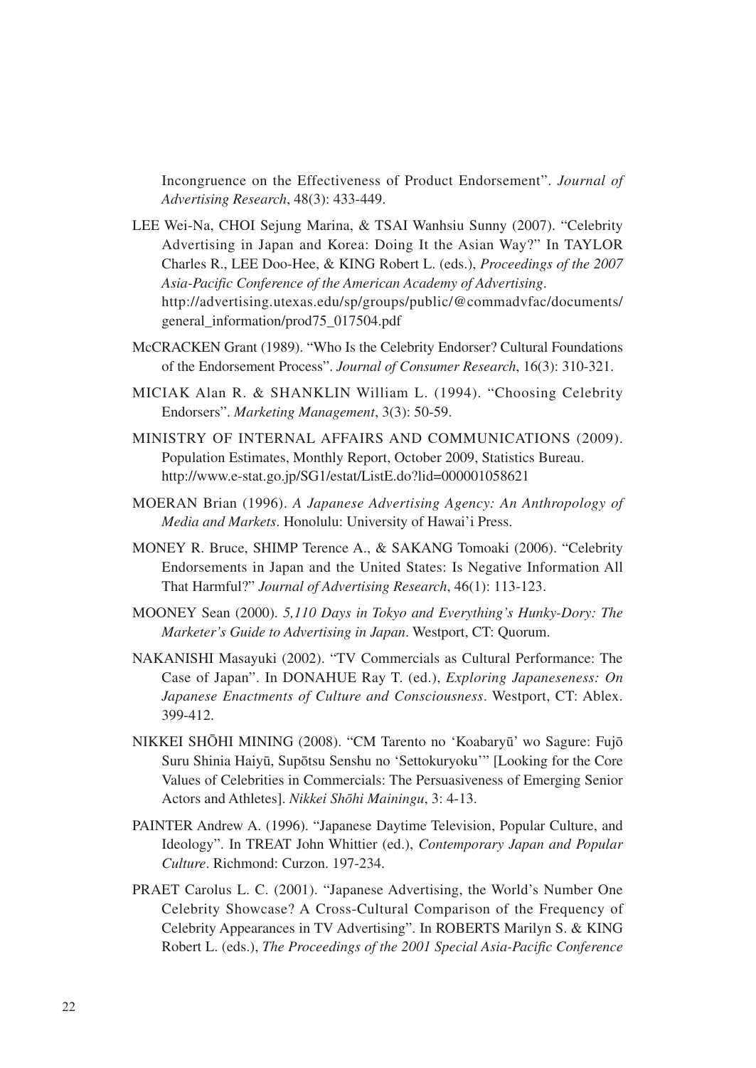Incongruence on the Effectiveness of Product Endorsement". *Journal of Advertising Research*, 48(3): 433-449.

LEE Wei-Na, CHOI Sejung Marina, & TSAI Wanhsiu Sunny (2007). "Celebrity Advertising in Japan and Korea: Doing It the Asian Way?" In TAYLOR Charles R., LEE Doo-Hee, & KING Robert L. (eds.), *Proceedings of the 2007 Asia-Pacific Conference of the American Academy of Advertising*. http://advertising.utexas.edu/sp/groups/public/@commadvfac/documents/general_information/prod75_017504.pdf

McCRACKEN Grant (1989). "Who Is the Celebrity Endorser? Cultural Foundations of the Endorsement Process". *Journal of Consumer Research*, 16(3): 310-321.

MICIAK Alan R. & SHANKLIN William L. (1994). "Choosing Celebrity Endorsers". *Marketing Management*, 3(3): 50-59.

MINISTRY OF INTERNAL AFFAIRS AND COMMUNICATIONS (2009). Population Estimates, Monthly Report, October 2009, Statistics Bureau. http://www.e-stat.go.jp/SG1/estat/ListE.do?lid=000001058621

MOERAN Brian (1996). *A Japanese Advertising Agency: An Anthropology of Media and Markets*. Honolulu: University of Hawai'i Press.

MONEY R. Bruce, SHIMP Terence A., & SAKANG Tomoaki (2006). "Celebrity Endorsements in Japan and the United States: Is Negative Information All That Harmful?" *Journal of Advertising Research*, 46(1): 113-123.

MOONEY Sean (2000). *5,110 Days in Tokyo and Everything's Hunky-Dory: The Marketer's Guide to Advertising in Japan*. Westport, CT: Quorum.

NAKANISHI Masayuki (2002). "TV Commercials as Cultural Performance: The Case of Japan". In DONAHUE Ray T. (ed.), *Exploring Japaneseness: On Japanese Enactments of Culture and Consciousness*. Westport, CT: Ablex. 399-412.

NIKKEI SHŌHI MINING (2008). "CM Tarento no 'Koabaryū' wo Sagure: Fujō Suru Shinia Haiyū, Supōtsu Senshu no 'Settokuryoku'" [Looking for the Core Values of Celebrities in Commercials: The Persuasiveness of Emerging Senior Actors and Athletes]. *Nikkei Shōhi Mainingu*, 3: 4-13.

PAINTER Andrew A. (1996). "Japanese Daytime Television, Popular Culture, and Ideology". In TREAT John Whittier (ed.), *Contemporary Japan and Popular Culture*. Richmond: Curzon. 197-234.

PRAET Carolus L. C. (2001). "Japanese Advertising, the World's Number One Celebrity Showcase? A Cross-Cultural Comparison of the Frequency of Celebrity Appearances in TV Advertising". In ROBERTS Marilyn S. & KING Robert L. (eds.), *The Proceedings of the 2001 Special Asia-Pacific Conference*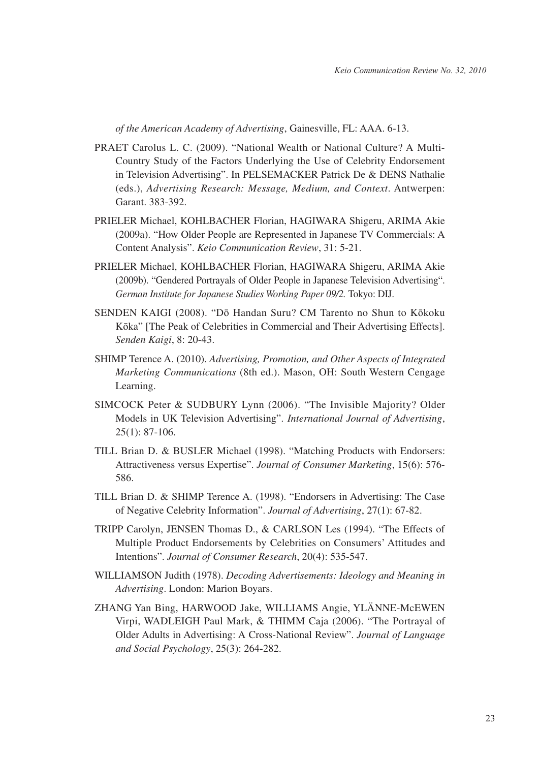*of the American Academy of Advertising*, Gainesville, FL: AAA. 6-13.

PRAET Carolus L. C. (2009). "National Wealth or National Culture? A Multi-Country Study of the Factors Underlying the Use of Celebrity Endorsement in Television Advertising". In PELSEMACKER Patrick De & DENS Nathalie (eds.), *Advertising Research: Message, Medium, and Context*. Antwerpen: Garant. 383-392.

PRIELER Michael, KOHLBACHER Florian, HAGIWARA Shigeru, ARIMA Akie (2009a). "How Older People are Represented in Japanese TV Commercials: A Content Analysis". *Keio Communication Review*, 31: 5-21.

PRIELER Michael, KOHLBACHER Florian, HAGIWARA Shigeru, ARIMA Akie (2009b). "Gendered Portrayals of Older People in Japanese Television Advertising". *German Institute for Japanese Studies Working Paper 09/2.* Tokyo: DIJ.

SENDEN KAIGI (2008). "Dō Handan Suru? CM Tarento no Shun to Kōkoku Kōka" [The Peak of Celebrities in Commercial and Their Advertising Effects]. *Senden Kaigi*, 8: 20-43.

SHIMP Terence A. (2010). *Advertising, Promotion, and Other Aspects of Integrated Marketing Communications* (8th ed.). Mason, OH: South Western Cengage Learning.

SIMCOCK Peter & SUDBURY Lynn (2006). "The Invisible Majority? Older Models in UK Television Advertising". *International Journal of Advertising*, 25(1): 87-106.

TILL Brian D. & BUSLER Michael (1998). "Matching Products with Endorsers: Attractiveness versus Expertise". *Journal of Consumer Marketing*, 15(6): 576-586.

TILL Brian D. & SHIMP Terence A. (1998). "Endorsers in Advertising: The Case of Negative Celebrity Information". *Journal of Advertising*, 27(1): 67-82.

TRIPP Carolyn, JENSEN Thomas D., & CARLSON Les (1994). "The Effects of Multiple Product Endorsements by Celebrities on Consumers' Attitudes and Intentions". *Journal of Consumer Research*, 20(4): 535-547.

WILLIAMSON Judith (1978). *Decoding Advertisements: Ideology and Meaning in Advertising*. London: Marion Boyars.

ZHANG Yan Bing, HARWOOD Jake, WILLIAMS Angie, YLÄNNE-McEWEN Virpi, WADLEIGH Paul Mark, & THIMM Caja (2006). "The Portrayal of Older Adults in Advertising: A Cross-National Review". *Journal of Language and Social Psychology*, 25(3): 264-282.